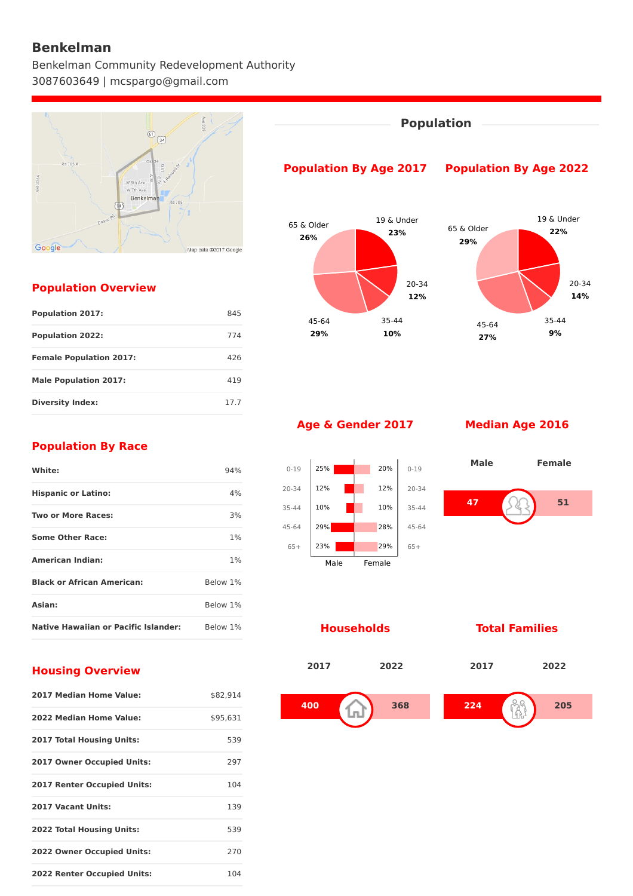# Benkelman

Benkelman Community Redevelopment Authority
3087603649 | mcspargo@gmail.com

## Population Overview

| | |
|---|---|
| **Population 2017:** | 845 |
| **Population 2022:** | 774 |
| **Female Population 2017:** | 426 |
| **Male Population 2017:** | 419 |
| **Diversity Index:** | 17.7 |

## Population By Race

| | |
|---|---|
| **White:** | 94% |
| **Hispanic or Latino:** | 4% |
| **Two or More Races:** | 3% |
| **Some Other Race:** | 1% |
| **American Indian:** | 1% |
| **Black or African American:** | Below 1% |
| **Asian:** | Below 1% |
| **Native Hawaiian or Pacific Islander:** | Below 1% |

## Housing Overview

| | |
|---|---|
| **2017 Median Home Value:** | $82,914 |
| **2022 Median Home Value:** | $95,631 |
| **2017 Total Housing Units:** | 539 |
| **2017 Owner Occupied Units:** | 297 |
| **2017 Renter Occupied Units:** | 104 |
| **2017 Vacant Units:** | 139 |
| **2022 Total Housing Units:** | 539 |
| **2022 Owner Occupied Units:** | 270 |
| **2022 Renter Occupied Units:** | 104 |

## Population

### Population By Age 2017

| Age | % |
|---|---|
| 19 & Under | 23% |
| 20-34 | 12% |
| 35-44 | 10% |
| 45-64 | 29% |
| 65 & Older | 26% |

### Population By Age 2022

| Age | % |
|---|---|
| 19 & Under | 22% |
| 20-34 | 14% |
| 35-44 | 9% |
| 45-64 | 27% |
| 65 & Older | 29% |

### Age & Gender 2017

| Age | Male | Female |
|---|---|---|
| 0-19 | 25% | 20% |
| 20-34 | 12% | 12% |
| 35-44 | 10% | 10% |
| 45-64 | 29% | 28% |
| 65+ | 23% | 29% |

### Median Age 2016

| Male | Female |
|---|---|
| 47 | 51 |

### Households

| 2017 | 2022 |
|---|---|
| 400 | 368 |

### Total Families

| 2017 | 2022 |
|---|---|
| 224 | 205 |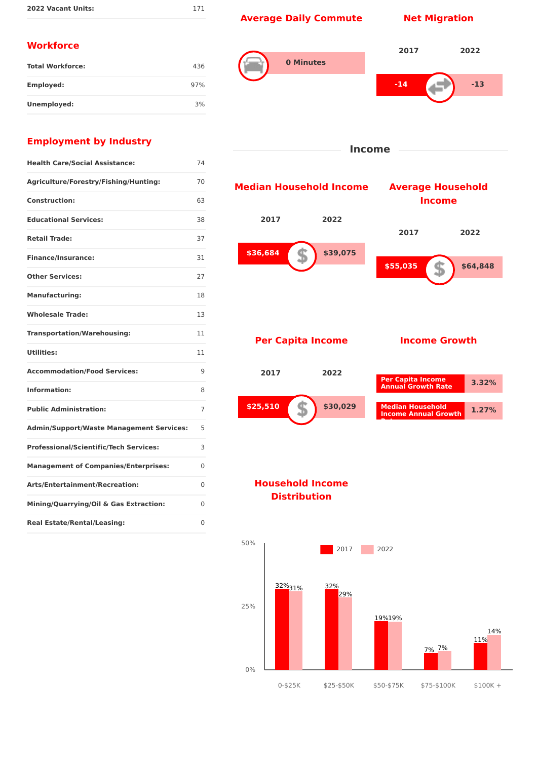| | |
|---|---|
| **2022 Vacant Units:** | 171 |

## Workforce

| | |
|---|---|
| **Total Workforce:** | 436 |
| **Employed:** | 97% |
| **Unemployed:** | 3% |

## Employment by Industry

| | |
|---|---|
| **Health Care/Social Assistance:** | 74 |
| **Agriculture/Forestry/Fishing/Hunting:** | 70 |
| **Construction:** | 63 |
| **Educational Services:** | 38 |
| **Retail Trade:** | 37 |
| **Finance/Insurance:** | 31 |
| **Other Services:** | 27 |
| **Manufacturing:** | 18 |
| **Wholesale Trade:** | 13 |
| **Transportation/Warehousing:** | 11 |
| **Utilities:** | 11 |
| **Accommodation/Food Services:** | 9 |
| **Information:** | 8 |
| **Public Administration:** | 7 |
| **Admin/Support/Waste Management Services:** | 5 |
| **Professional/Scientific/Tech Services:** | 3 |
| **Management of Companies/Enterprises:** | 0 |
| **Arts/Entertainment/Recreation:** | 0 |
| **Mining/Quarrying/Oil & Gas Extraction:** | 0 |
| **Real Estate/Rental/Leasing:** | 0 |

## Average Daily Commute

**0 Minutes**

## Net Migration

| 2017 | 2022 |
|---|---|
| -14 | -13 |

## Income

### Median Household Income

| 2017 | 2022 |
|---|---|
| $36,684 | $39,075 |

### Average Household Income

| 2017 | 2022 |
|---|---|
| $55,035 | $64,848 |

### Per Capita Income

| 2017 | 2022 |
|---|---|
| $25,510 | $30,029 |

### Income Growth

| | |
|---|---|
| Per Capita Income Annual Growth Rate | 3.32% |
| Median Household Income Annual Growth Rate | 1.27% |

### Household Income Distribution

| Income | 2017 | 2022 |
|---|---|---|
| 0-$25K | 32% | 31% |
| $25-$50K | 32% | 29% |
| $50-$75K | 19% | 19% |
| $75-$100K | 7% | 7% |
| $100K + | 11% | 14% |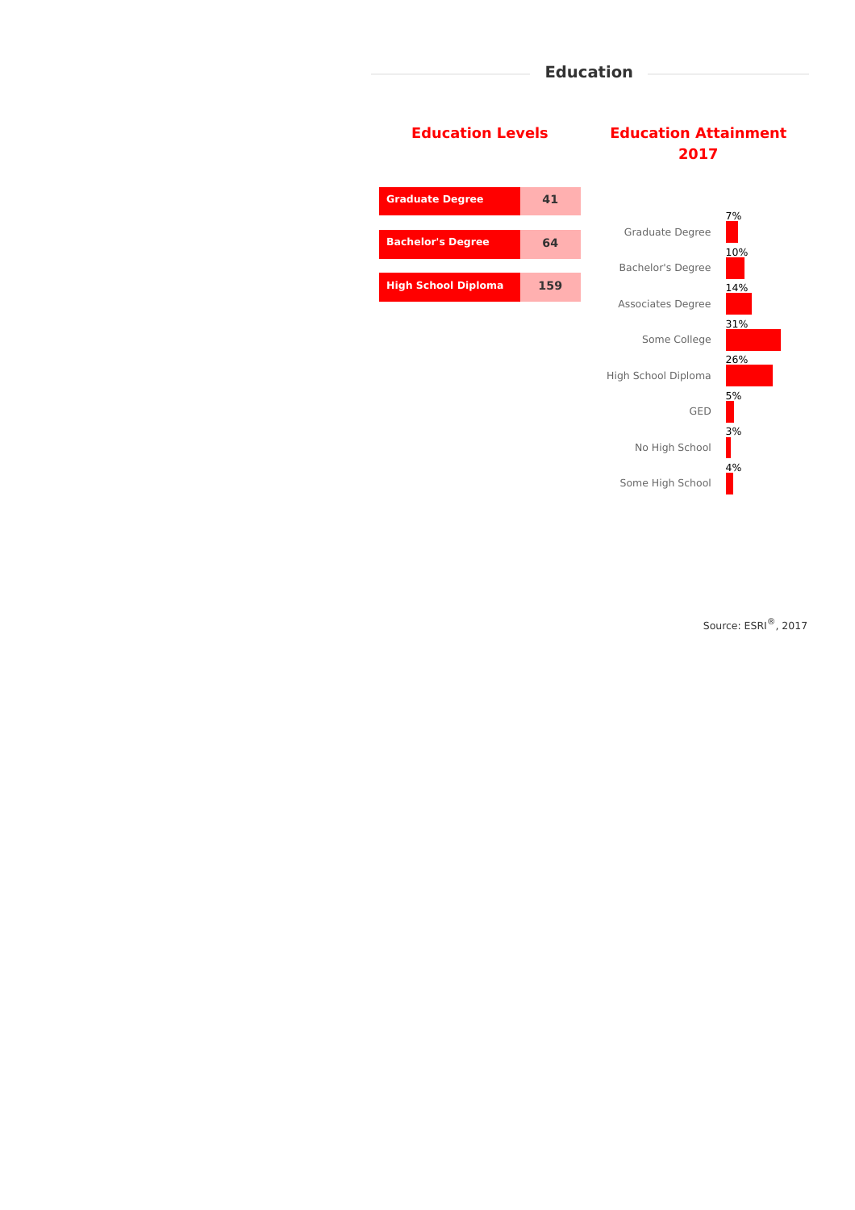## Education

### Education Levels

| | |
|---|---|
| Graduate Degree | 41 |
| Bachelor's Degree | 64 |
| High School Diploma | 159 |

### Education Attainment 2017

Graduate Degree
7%
Bachelor's Degree
10%
Associates Degree
14%
Some College
31%
High School Diploma
26%
GED
5%
No High School
3%
Some High School
4%

Source: ESRI®, 2017